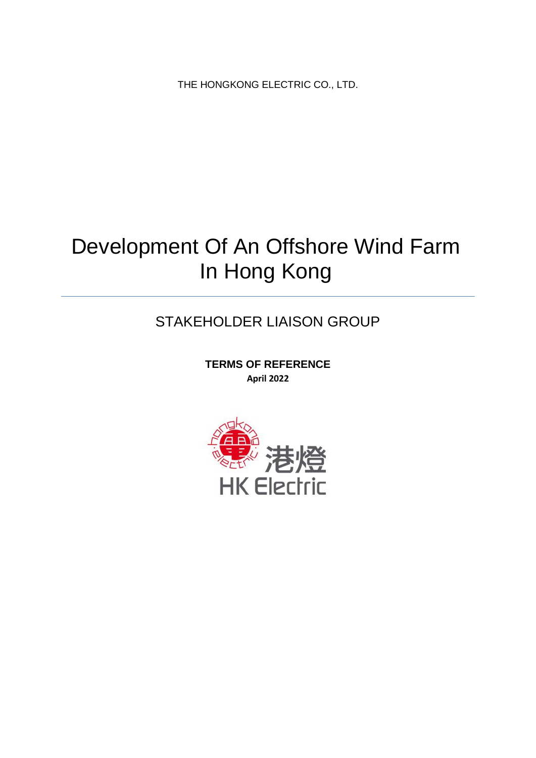THE HONGKONG ELECTRIC CO., LTD.

# Development Of An Offshore Wind Farm In Hong Kong

---

## STAKEHOLDER LIAISON GROUP

**TERMS OF REFERENCE**

**April 2022**

hongkong electric 港燈 HK Electric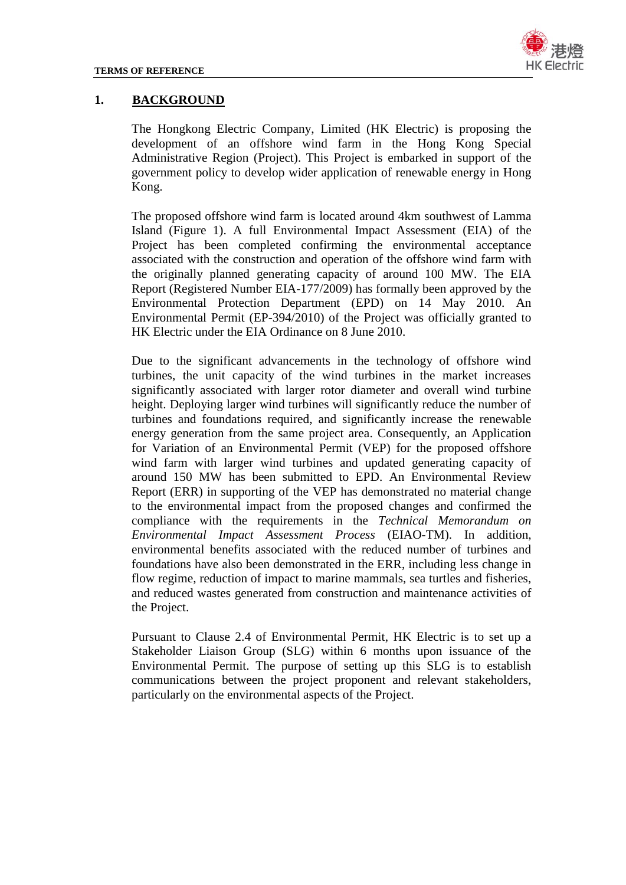## 1. BACKGROUND

The Hongkong Electric Company, Limited (HK Electric) is proposing the development of an offshore wind farm in the Hong Kong Special Administrative Region (Project). This Project is embarked in support of the government policy to develop wider application of renewable energy in Hong Kong.

The proposed offshore wind farm is located around 4km southwest of Lamma Island (Figure 1). A full Environmental Impact Assessment (EIA) of the Project has been completed confirming the environmental acceptance associated with the construction and operation of the offshore wind farm with the originally planned generating capacity of around 100 MW. The EIA Report (Registered Number EIA-177/2009) has formally been approved by the Environmental Protection Department (EPD) on 14 May 2010. An Environmental Permit (EP-394/2010) of the Project was officially granted to HK Electric under the EIA Ordinance on 8 June 2010.

Due to the significant advancements in the technology of offshore wind turbines, the unit capacity of the wind turbines in the market increases significantly associated with larger rotor diameter and overall wind turbine height. Deploying larger wind turbines will significantly reduce the number of turbines and foundations required, and significantly increase the renewable energy generation from the same project area. Consequently, an Application for Variation of an Environmental Permit (VEP) for the proposed offshore wind farm with larger wind turbines and updated generating capacity of around 150 MW has been submitted to EPD. An Environmental Review Report (ERR) in supporting of the VEP has demonstrated no material change to the environmental impact from the proposed changes and confirmed the compliance with the requirements in the *Technical Memorandum on Environmental Impact Assessment Process* (EIAO-TM). In addition, environmental benefits associated with the reduced number of turbines and foundations have also been demonstrated in the ERR, including less change in flow regime, reduction of impact to marine mammals, sea turtles and fisheries, and reduced wastes generated from construction and maintenance activities of the Project.

Pursuant to Clause 2.4 of Environmental Permit, HK Electric is to set up a Stakeholder Liaison Group (SLG) within 6 months upon issuance of the Environmental Permit. The purpose of setting up this SLG is to establish communications between the project proponent and relevant stakeholders, particularly on the environmental aspects of the Project.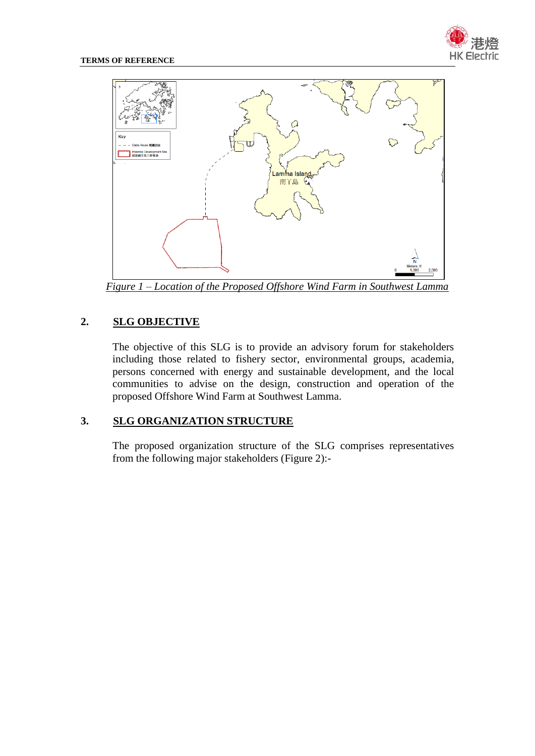*Figure 1 – Location of the Proposed Offshore Wind Farm in Southwest Lamma*

## 2. SLG OBJECTIVE

The objective of this SLG is to provide an advisory forum for stakeholders including those related to fishery sector, environmental groups, academia, persons concerned with energy and sustainable development, and the local communities to advise on the design, construction and operation of the proposed Offshore Wind Farm at Southwest Lamma.

## 3. SLG ORGANIZATION STRUCTURE

The proposed organization structure of the SLG comprises representatives from the following major stakeholders (Figure 2):-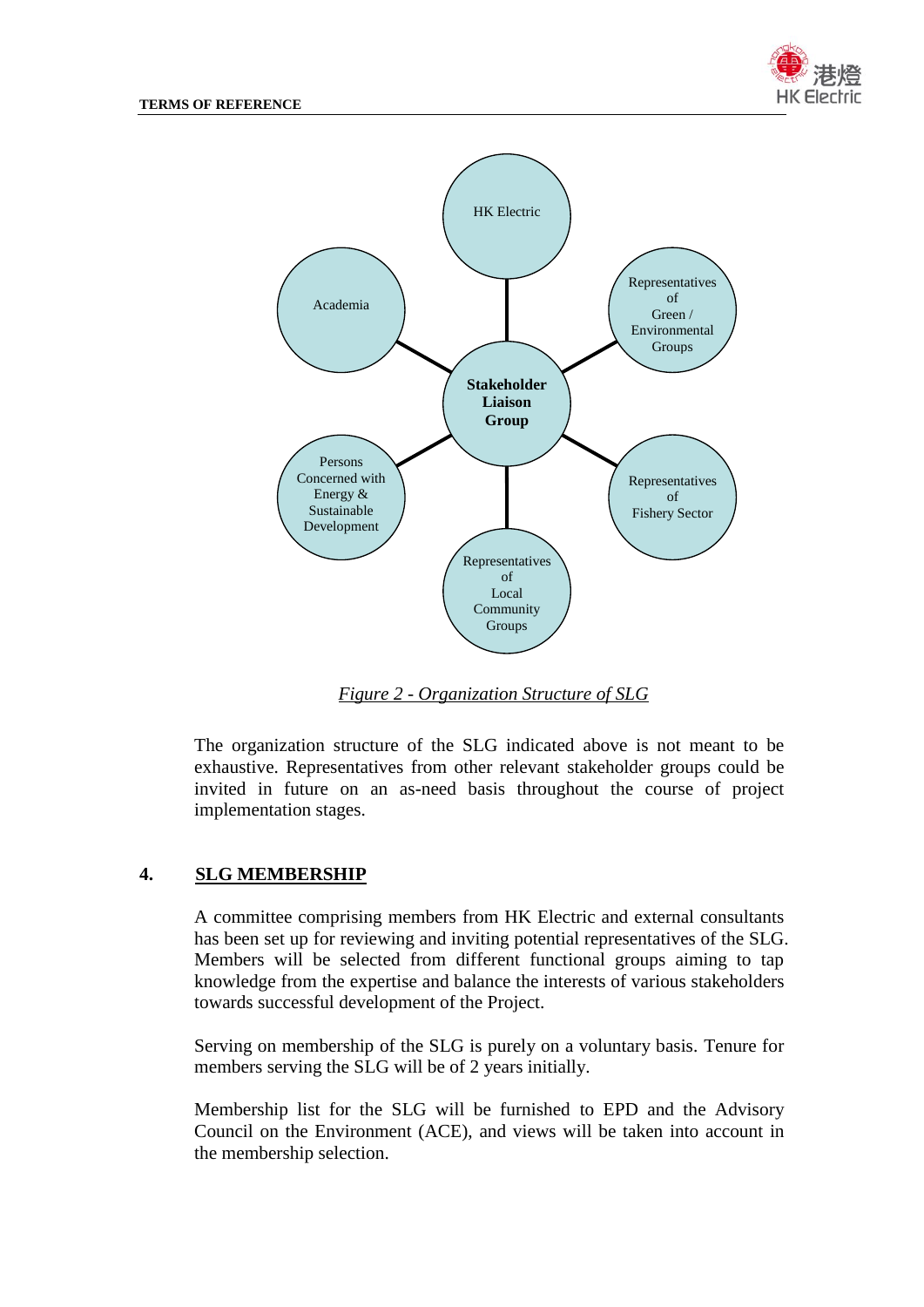Figure 2 - Organization Structure of SLG

The organization structure of the SLG indicated above is not meant to be exhaustive. Representatives from other relevant stakeholder groups could be invited in future on an as-need basis throughout the course of project implementation stages.

## 4. SLG MEMBERSHIP

A committee comprising members from HK Electric and external consultants has been set up for reviewing and inviting potential representatives of the SLG. Members will be selected from different functional groups aiming to tap knowledge from the expertise and balance the interests of various stakeholders towards successful development of the Project.

Serving on membership of the SLG is purely on a voluntary basis. Tenure for members serving the SLG will be of 2 years initially.

Membership list for the SLG will be furnished to EPD and the Advisory Council on the Environment (ACE), and views will be taken into account in the membership selection.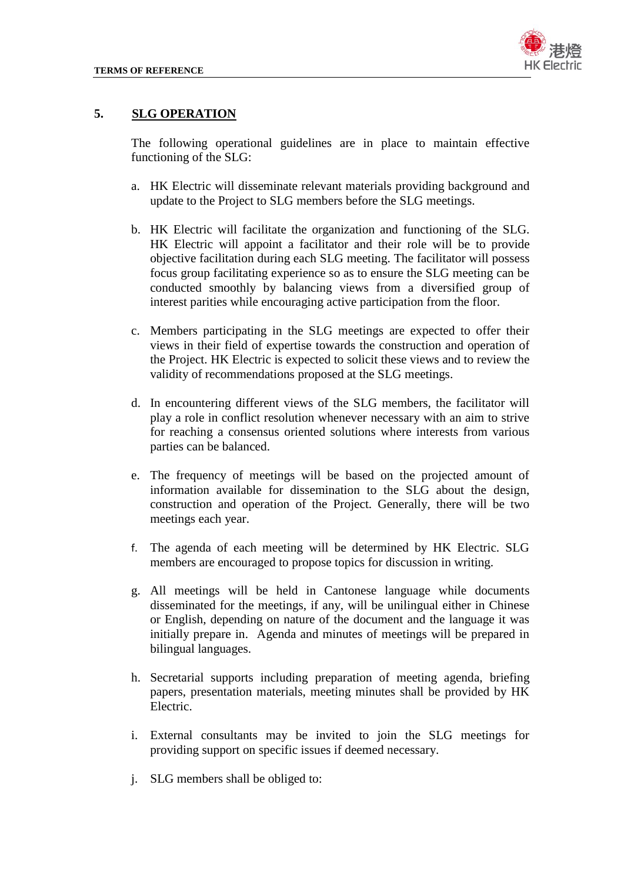## 5. SLG OPERATION

The following operational guidelines are in place to maintain effective functioning of the SLG:

a. HK Electric will disseminate relevant materials providing background and update to the Project to SLG members before the SLG meetings.

b. HK Electric will facilitate the organization and functioning of the SLG. HK Electric will appoint a facilitator and their role will be to provide objective facilitation during each SLG meeting. The facilitator will possess focus group facilitating experience so as to ensure the SLG meeting can be conducted smoothly by balancing views from a diversified group of interest parities while encouraging active participation from the floor.

c. Members participating in the SLG meetings are expected to offer their views in their field of expertise towards the construction and operation of the Project. HK Electric is expected to solicit these views and to review the validity of recommendations proposed at the SLG meetings.

d. In encountering different views of the SLG members, the facilitator will play a role in conflict resolution whenever necessary with an aim to strive for reaching a consensus oriented solutions where interests from various parties can be balanced.

e. The frequency of meetings will be based on the projected amount of information available for dissemination to the SLG about the design, construction and operation of the Project. Generally, there will be two meetings each year.

f. The agenda of each meeting will be determined by HK Electric. SLG members are encouraged to propose topics for discussion in writing.

g. All meetings will be held in Cantonese language while documents disseminated for the meetings, if any, will be unilingual either in Chinese or English, depending on nature of the document and the language it was initially prepare in. Agenda and minutes of meetings will be prepared in bilingual languages.

h. Secretarial supports including preparation of meeting agenda, briefing papers, presentation materials, meeting minutes shall be provided by HK Electric.

i. External consultants may be invited to join the SLG meetings for providing support on specific issues if deemed necessary.

j. SLG members shall be obliged to: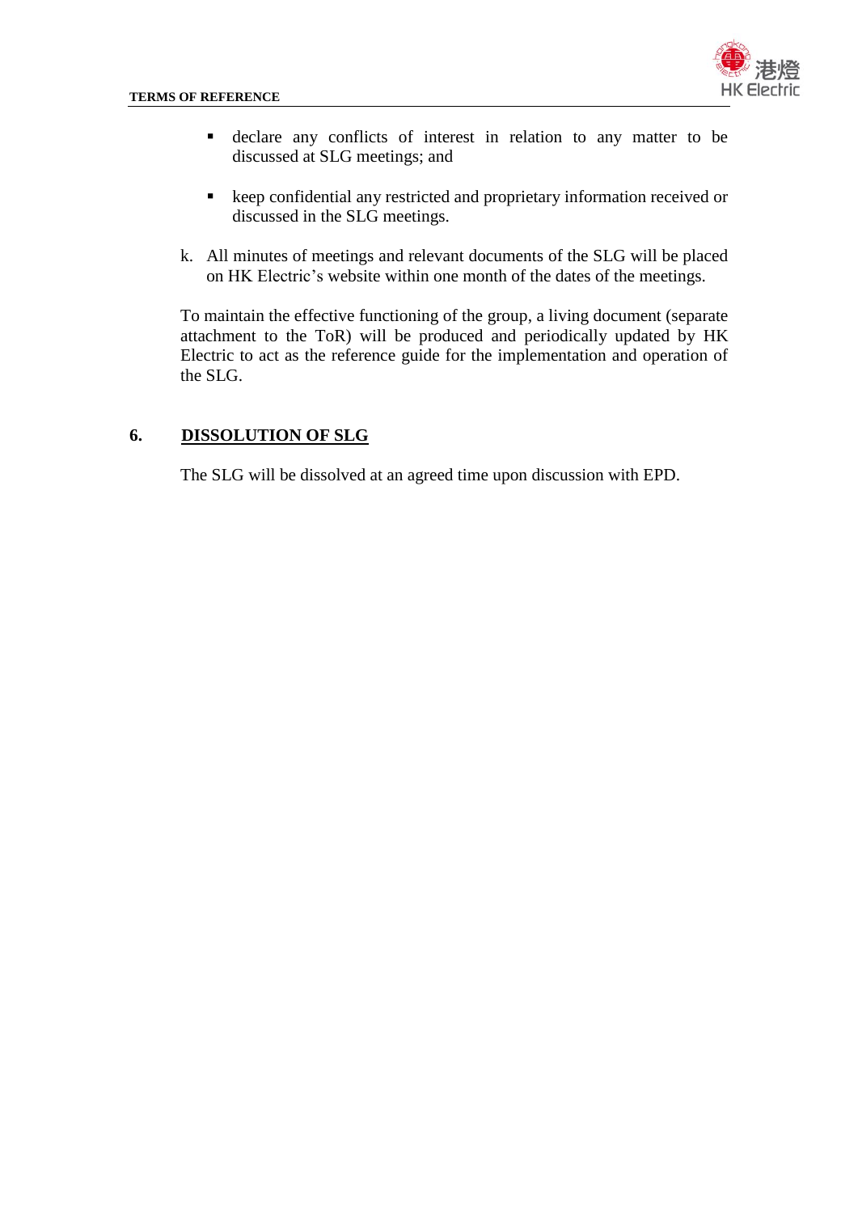- declare any conflicts of interest in relation to any matter to be discussed at SLG meetings; and

- keep confidential any restricted and proprietary information received or discussed in the SLG meetings.

k. All minutes of meetings and relevant documents of the SLG will be placed on HK Electric's website within one month of the dates of the meetings.

To maintain the effective functioning of the group, a living document (separate attachment to the ToR) will be produced and periodically updated by HK Electric to act as the reference guide for the implementation and operation of the SLG.

## 6. DISSOLUTION OF SLG

The SLG will be dissolved at an agreed time upon discussion with EPD.